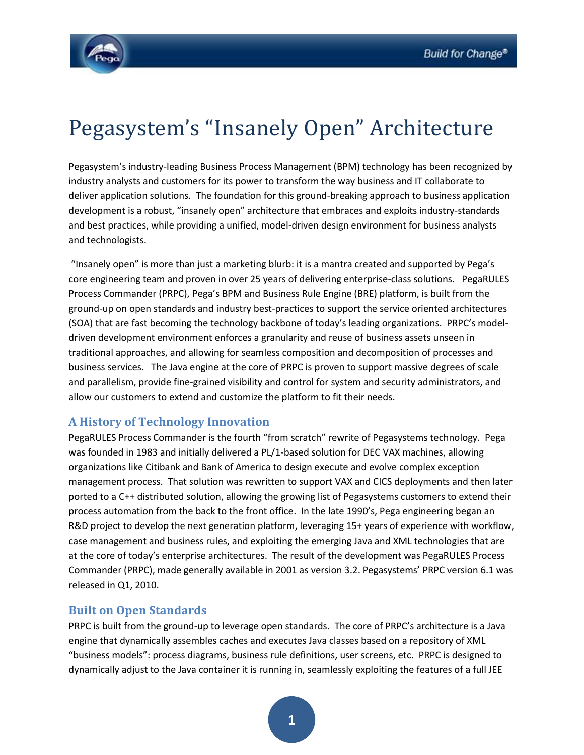# Pegasystem's "Insanely Open" Architecture

Pegasystem's industry-leading Business Process Management (BPM) technology has been recognized by industry analysts and customers for its power to transform the way business and IT collaborate to deliver application solutions. The foundation for this ground-breaking approach to business application development is a robust, "insanely open" architecture that embraces and exploits industry-standards and best practices, while providing a unified, model-driven design environment for business analysts and technologists.

"Insanely open" is more than just a marketing blurb: it is a mantra created and supported by Pega's core engineering team and proven in over 25 years of delivering enterprise-class solutions. PegaRULES Process Commander (PRPC), Pega's BPM and Business Rule Engine (BRE) platform, is built from the ground-up on open standards and industry best-practices to support the service oriented architectures (SOA) that are fast becoming the technology backbone of today's leading organizations. PRPC's model-driven development environment enforces a granularity and reuse of business assets unseen in traditional approaches, and allowing for seamless composition and decomposition of processes and business services. The Java engine at the core of PRPC is proven to support massive degrees of scale and parallelism, provide fine-grained visibility and control for system and security administrators, and allow our customers to extend and customize the platform to fit their needs.

## A History of Technology Innovation

PegaRULES Process Commander is the fourth "from scratch" rewrite of Pegasystems technology. Pega was founded in 1983 and initially delivered a PL/1-based solution for DEC VAX machines, allowing organizations like Citibank and Bank of America to design execute and evolve complex exception management process. That solution was rewritten to support VAX and CICS deployments and then later ported to a C++ distributed solution, allowing the growing list of Pegasystems customers to extend their process automation from the back to the front office. In the late 1990's, Pega engineering began an R&D project to develop the next generation platform, leveraging 15+ years of experience with workflow, case management and business rules, and exploiting the emerging Java and XML technologies that are at the core of today's enterprise architectures. The result of the development was PegaRULES Process Commander (PRPC), made generally available in 2001 as version 3.2. Pegasystems' PRPC version 6.1 was released in Q1, 2010.

## Built on Open Standards

PRPC is built from the ground-up to leverage open standards. The core of PRPC's architecture is a Java engine that dynamically assembles caches and executes Java classes based on a repository of XML "business models": process diagrams, business rule definitions, user screens, etc. PRPC is designed to dynamically adjust to the Java container it is running in, seamlessly exploiting the features of a full JEE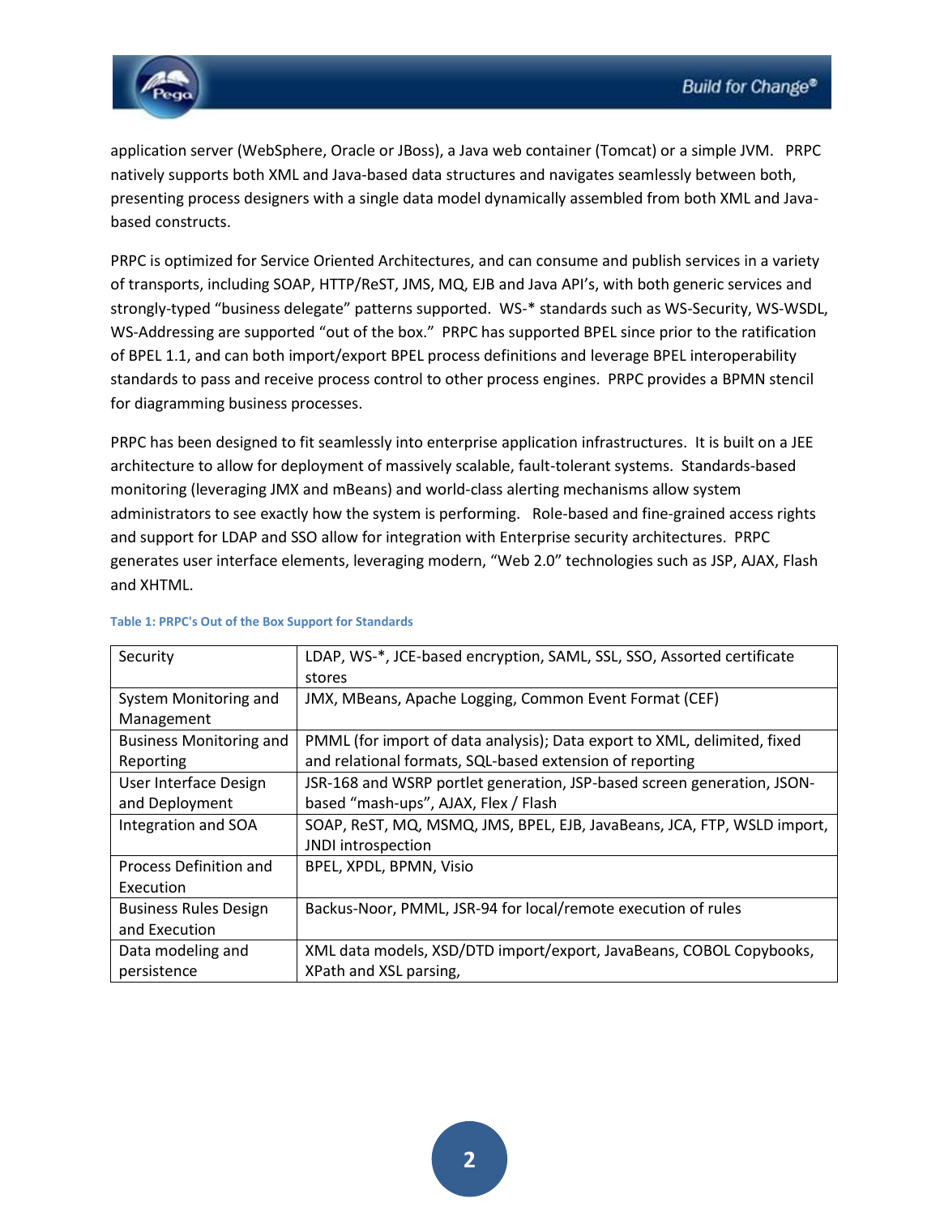application server (WebSphere, Oracle or JBoss), a Java web container (Tomcat) or a simple JVM. PRPC natively supports both XML and Java-based data structures and navigates seamlessly between both, presenting process designers with a single data model dynamically assembled from both XML and Java-based constructs.

PRPC is optimized for Service Oriented Architectures, and can consume and publish services in a variety of transports, including SOAP, HTTP/ReST, JMS, MQ, EJB and Java API's, with both generic services and strongly-typed "business delegate" patterns supported. WS-* standards such as WS-Security, WS-WSDL, WS-Addressing are supported "out of the box." PRPC has supported BPEL since prior to the ratification of BPEL 1.1, and can both import/export BPEL process definitions and leverage BPEL interoperability standards to pass and receive process control to other process engines. PRPC provides a BPMN stencil for diagramming business processes.

PRPC has been designed to fit seamlessly into enterprise application infrastructures. It is built on a JEE architecture to allow for deployment of massively scalable, fault-tolerant systems. Standards-based monitoring (leveraging JMX and mBeans) and world-class alerting mechanisms allow system administrators to see exactly how the system is performing. Role-based and fine-grained access rights and support for LDAP and SSO allow for integration with Enterprise security architectures. PRPC generates user interface elements, leveraging modern, "Web 2.0" technologies such as JSP, AJAX, Flash and XHTML.

**Table 1: PRPC's Out of the Box Support for Standards**

| | |
|---|---|
| Security | LDAP, WS-*, JCE-based encryption, SAML, SSL, SSO, Assorted certificate stores |
| System Monitoring and Management | JMX, MBeans, Apache Logging, Common Event Format (CEF) |
| Business Monitoring and Reporting | PMML (for import of data analysis); Data export to XML, delimited, fixed and relational formats, SQL-based extension of reporting |
| User Interface Design and Deployment | JSR-168 and WSRP portlet generation, JSP-based screen generation, JSON-based "mash-ups", AJAX, Flex / Flash |
| Integration and SOA | SOAP, ReST, MQ, MSMQ, JMS, BPEL, EJB, JavaBeans, JCA, FTP, WSLD import, JNDI introspection |
| Process Definition and Execution | BPEL, XPDL, BPMN, Visio |
| Business Rules Design and Execution | Backus-Noor, PMML, JSR-94 for local/remote execution of rules |
| Data modeling and persistence | XML data models, XSD/DTD import/export, JavaBeans, COBOL Copybooks, XPath and XSL parsing, |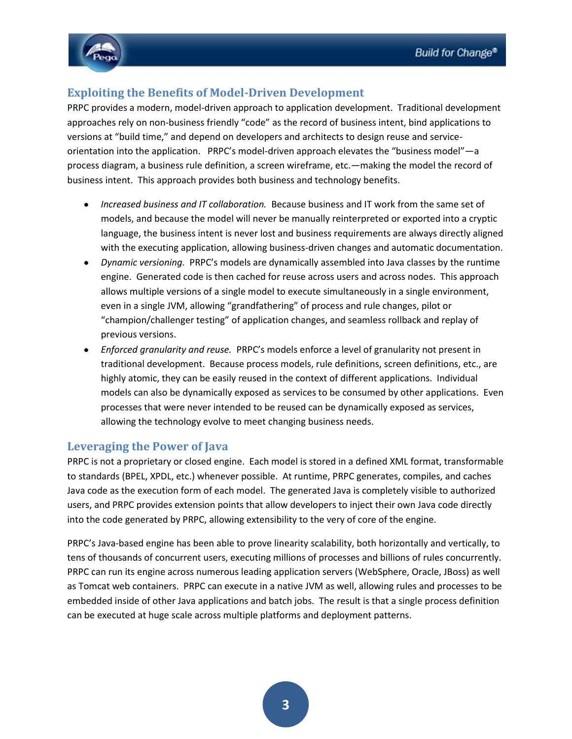## Exploiting the Benefits of Model-Driven Development

PRPC provides a modern, model-driven approach to application development. Traditional development approaches rely on non-business friendly "code" as the record of business intent, bind applications to versions at "build time," and depend on developers and architects to design reuse and service-orientation into the application. PRPC's model-driven approach elevates the "business model"—a process diagram, a business rule definition, a screen wireframe, etc.—making the model the record of business intent. This approach provides both business and technology benefits.

- *Increased business and IT collaboration.* Because business and IT work from the same set of models, and because the model will never be manually reinterpreted or exported into a cryptic language, the business intent is never lost and business requirements are always directly aligned with the executing application, allowing business-driven changes and automatic documentation.
- *Dynamic versioning.* PRPC's models are dynamically assembled into Java classes by the runtime engine. Generated code is then cached for reuse across users and across nodes. This approach allows multiple versions of a single model to execute simultaneously in a single environment, even in a single JVM, allowing "grandfathering" of process and rule changes, pilot or "champion/challenger testing" of application changes, and seamless rollback and replay of previous versions.
- *Enforced granularity and reuse.* PRPC's models enforce a level of granularity not present in traditional development. Because process models, rule definitions, screen definitions, etc., are highly atomic, they can be easily reused in the context of different applications. Individual models can also be dynamically exposed as services to be consumed by other applications. Even processes that were never intended to be reused can be dynamically exposed as services, allowing the technology evolve to meet changing business needs.

## Leveraging the Power of Java

PRPC is not a proprietary or closed engine. Each model is stored in a defined XML format, transformable to standards (BPEL, XPDL, etc.) whenever possible. At runtime, PRPC generates, compiles, and caches Java code as the execution form of each model. The generated Java is completely visible to authorized users, and PRPC provides extension points that allow developers to inject their own Java code directly into the code generated by PRPC, allowing extensibility to the very of core of the engine.

PRPC's Java-based engine has been able to prove linearity scalability, both horizontally and vertically, to tens of thousands of concurrent users, executing millions of processes and billions of rules concurrently. PRPC can run its engine across numerous leading application servers (WebSphere, Oracle, JBoss) as well as Tomcat web containers. PRPC can execute in a native JVM as well, allowing rules and processes to be embedded inside of other Java applications and batch jobs. The result is that a single process definition can be executed at huge scale across multiple platforms and deployment patterns.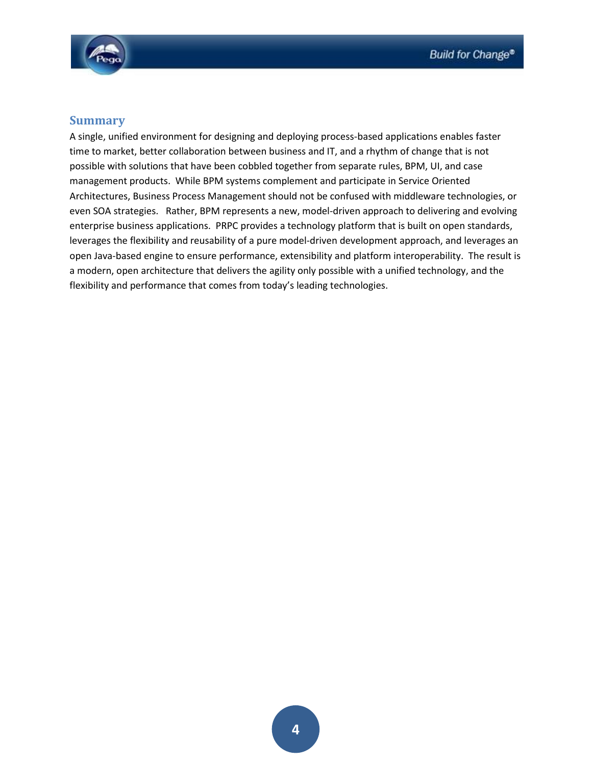## Summary

A single, unified environment for designing and deploying process-based applications enables faster time to market, better collaboration between business and IT, and a rhythm of change that is not possible with solutions that have been cobbled together from separate rules, BPM, UI, and case management products. While BPM systems complement and participate in Service Oriented Architectures, Business Process Management should not be confused with middleware technologies, or even SOA strategies. Rather, BPM represents a new, model-driven approach to delivering and evolving enterprise business applications. PRPC provides a technology platform that is built on open standards, leverages the flexibility and reusability of a pure model-driven development approach, and leverages an open Java-based engine to ensure performance, extensibility and platform interoperability. The result is a modern, open architecture that delivers the agility only possible with a unified technology, and the flexibility and performance that comes from today's leading technologies.